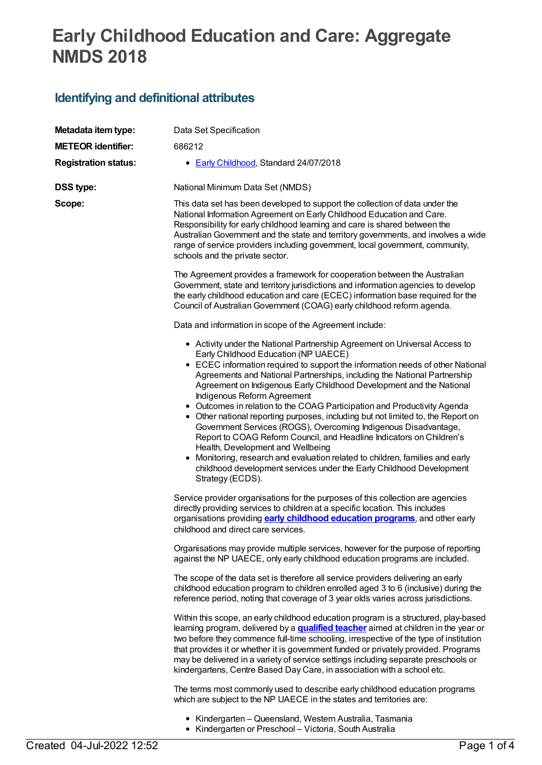# Early Childhood Education and Care: Aggregate NMDS 2018

## Identifying and definitional attributes

**Metadata item type:** Data Set Specification

**METEOR identifier:** 686212

**Registration status:**

- Early Childhood, Standard 24/07/2018

**DSS type:** National Minimum Data Set (NMDS)

**Scope:**

This data set has been developed to support the collection of data under the National Information Agreement on Early Childhood Education and Care. Responsibility for early childhood learning and care is shared between the Australian Government and the state and territory governments, and involves a wide range of service providers including government, local government, community, schools and the private sector.

The Agreement provides a framework for cooperation between the Australian Government, state and territory jurisdictions and information agencies to develop the early childhood education and care (ECEC) information base required for the Council of Australian Government (COAG) early childhood reform agenda.

Data and information in scope of the Agreement include:

- Activity under the National Partnership Agreement on Universal Access to Early Childhood Education (NP UAECE)
- ECEC information required to support the information needs of other National Agreements and National Partnerships, including the National Partnership Agreement on Indigenous Early Childhood Development and the National Indigenous Reform Agreement
- Outcomes in relation to the COAG Participation and Productivity Agenda
- Other national reporting purposes, including but not limited to, the Report on Government Services (ROGS), Overcoming Indigenous Disadvantage, Report to COAG Reform Council, and Headline Indicators on Children's Health, Development and Wellbeing
- Monitoring, research and evaluation related to children, families and early childhood development services under the Early Childhood Development Strategy (ECDS).

Service provider organisations for the purposes of this collection are agencies directly providing services to children at a specific location. This includes organisations providing **early childhood education programs**, and other early childhood and direct care services.

Organisations may provide multiple services, however for the purpose of reporting against the NP UAECE, only early childhood education programs are included.

The scope of the data set is therefore all service providers delivering an early childhood education program to children enrolled aged 3 to 6 (inclusive) during the reference period, noting that coverage of 3 year olds varies across jurisdictions.

Within this scope, an early childhood education program is a structured, play-based learning program, delivered by a **qualified teacher** aimed at children in the year or two before they commence full-time schooling, irrespective of the type of institution that provides it or whether it is government funded or privately provided. Programs may be delivered in a variety of service settings including separate preschools or kindergartens, Centre Based Day Care, in association with a school etc.

The terms most commonly used to describe early childhood education programs which are subject to the NP UAECE in the states and territories are:

- Kindergarten – Queensland, Western Australia, Tasmania
- Kindergarten or Preschool – Victoria, South Australia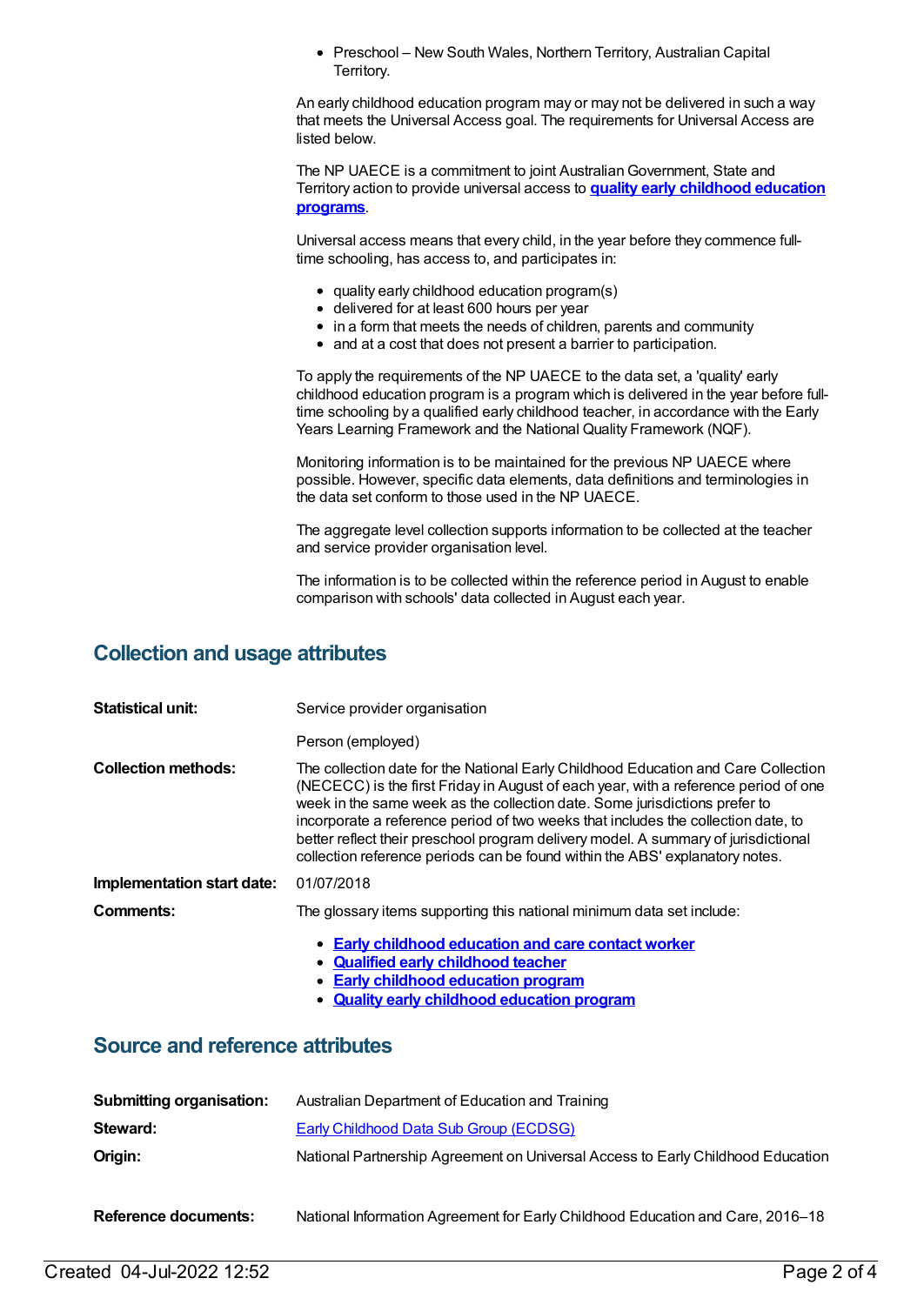- Preschool – New South Wales, Northern Territory, Australian Capital Territory.

An early childhood education program may or may not be delivered in such a way that meets the Universal Access goal. The requirements for Universal Access are listed below.

The NP UAECE is a commitment to joint Australian Government, State and Territory action to provide universal access to **quality early childhood education programs**.

Universal access means that every child, in the year before they commence full-time schooling, has access to, and participates in:

- quality early childhood education program(s)
- delivered for at least 600 hours per year
- in a form that meets the needs of children, parents and community
- and at a cost that does not present a barrier to participation.

To apply the requirements of the NP UAECE to the data set, a 'quality' early childhood education program is a program which is delivered in the year before full-time schooling by a qualified early childhood teacher, in accordance with the Early Years Learning Framework and the National Quality Framework (NQF).

Monitoring information is to be maintained for the previous NP UAECE where possible. However, specific data elements, data definitions and terminologies in the data set conform to those used in the NP UAECE.

The aggregate level collection supports information to be collected at the teacher and service provider organisation level.

The information is to be collected within the reference period in August to enable comparison with schools' data collected in August each year.

## Collection and usage attributes

**Statistical unit:** Service provider organisation

Person (employed)

**Collection methods:** The collection date for the National Early Childhood Education and Care Collection (NECECC) is the first Friday in August of each year, with a reference period of one week in the same week as the collection date. Some jurisdictions prefer to incorporate a reference period of two weeks that includes the collection date, to better reflect their preschool program delivery model. A summary of jurisdictional collection reference periods can be found within the ABS' explanatory notes.

**Implementation start date:** 01/07/2018

**Comments:** The glossary items supporting this national minimum data set include:

- **Early childhood education and care contact worker**
- **Qualified early childhood teacher**
- **Early childhood education program**
- **Quality early childhood education program**

## Source and reference attributes

**Submitting organisation:** Australian Department of Education and Training

**Steward:** Early Childhood Data Sub Group (ECDSG)

**Origin:** National Partnership Agreement on Universal Access to Early Childhood Education

**Reference documents:** National Information Agreement for Early Childhood Education and Care, 2016–18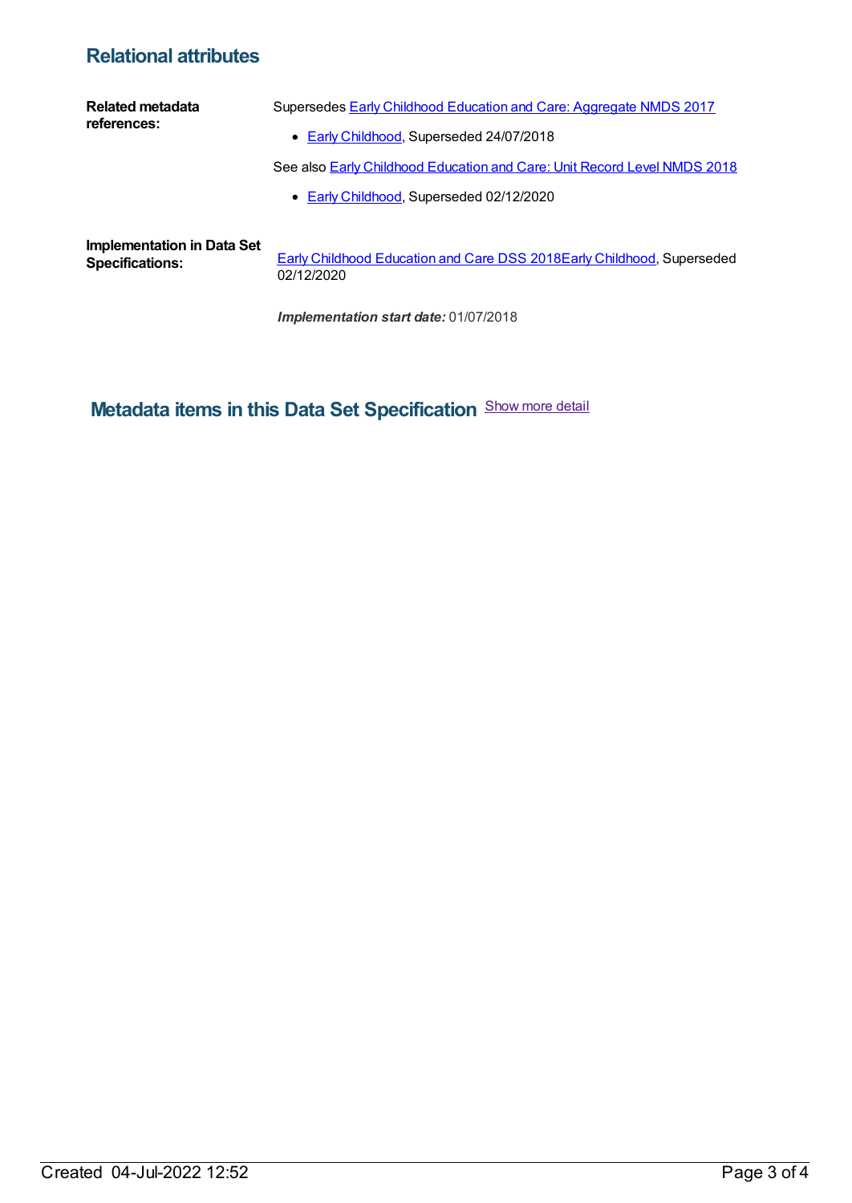## Relational attributes

**Related metadata references:**

Supersedes Early Childhood Education and Care: Aggregate NMDS 2017

- Early Childhood, Superseded 24/07/2018

See also Early Childhood Education and Care: Unit Record Level NMDS 2018

- Early Childhood, Superseded 02/12/2020

**Implementation in Data Set Specifications:**

Early Childhood Education and Care DSS 2018Early Childhood, Superseded 02/12/2020

***Implementation start date:*** 01/07/2018

## Metadata items in this Data Set Specification

Show more detail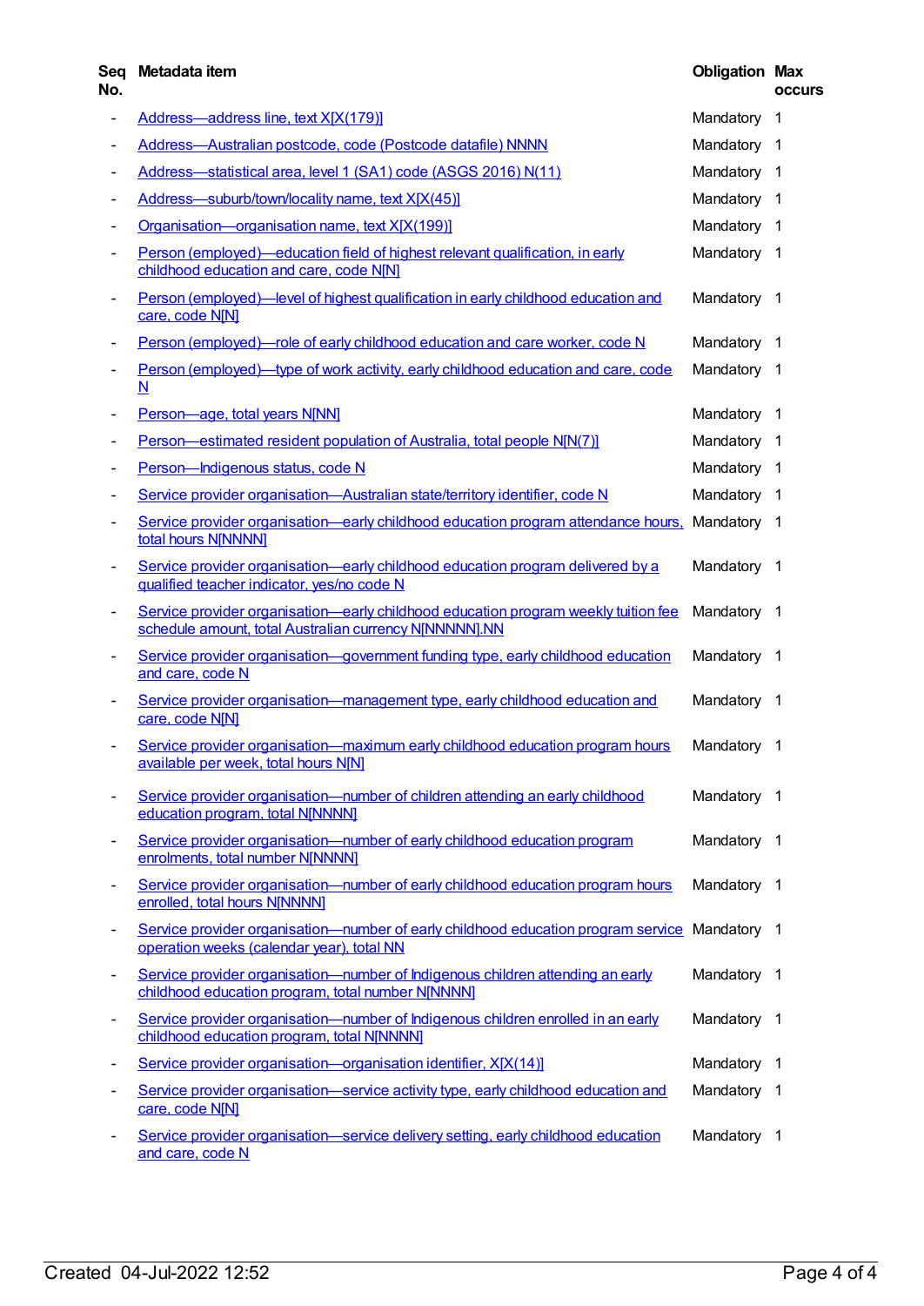| Seq No. | Metadata item | Obligation | Max occurs |
| --- | --- | --- | --- |
| - | Address—address line, text X[X(179)] | Mandatory | 1 |
| - | Address—Australian postcode, code (Postcode datafile) NNNN | Mandatory | 1 |
| - | Address—statistical area, level 1 (SA1) code (ASGS 2016) N(11) | Mandatory | 1 |
| - | Address—suburb/town/locality name, text X[X(45)] | Mandatory | 1 |
| - | Organisation—organisation name, text X[X(199)] | Mandatory | 1 |
| - | Person (employed)—education field of highest relevant qualification, in early childhood education and care, code N[N] | Mandatory | 1 |
| - | Person (employed)—level of highest qualification in early childhood education and care, code N[N] | Mandatory | 1 |
| - | Person (employed)—role of early childhood education and care worker, code N | Mandatory | 1 |
| - | Person (employed)—type of work activity, early childhood education and care, code N | Mandatory | 1 |
| - | Person—age, total years N[NN] | Mandatory | 1 |
| - | Person—estimated resident population of Australia, total people N[N(7)] | Mandatory | 1 |
| - | Person—Indigenous status, code N | Mandatory | 1 |
| - | Service provider organisation—Australian state/territory identifier, code N | Mandatory | 1 |
| - | Service provider organisation—early childhood education program attendance hours, total hours N[NNNN] | Mandatory | 1 |
| - | Service provider organisation—early childhood education program delivered by a qualified teacher indicator, yes/no code N | Mandatory | 1 |
| - | Service provider organisation—early childhood education program weekly tuition fee schedule amount, total Australian currency N[NNNNN].NN | Mandatory | 1 |
| - | Service provider organisation—government funding type, early childhood education and care, code N | Mandatory | 1 |
| - | Service provider organisation—management type, early childhood education and care, code N[N] | Mandatory | 1 |
| - | Service provider organisation—maximum early childhood education program hours available per week, total hours N[N] | Mandatory | 1 |
| - | Service provider organisation—number of children attending an early childhood education program, total N[NNNN] | Mandatory | 1 |
| - | Service provider organisation—number of early childhood education program enrolments, total number N[NNNN] | Mandatory | 1 |
| - | Service provider organisation—number of early childhood education program hours enrolled, total hours N[NNNN] | Mandatory | 1 |
| - | Service provider organisation—number of early childhood education program service operation weeks (calendar year), total NN | Mandatory | 1 |
| - | Service provider organisation—number of Indigenous children attending an early childhood education program, total number N[NNNN] | Mandatory | 1 |
| - | Service provider organisation—number of Indigenous children enrolled in an early childhood education program, total N[NNNN] | Mandatory | 1 |
| - | Service provider organisation—organisation identifier, X[X(14)] | Mandatory | 1 |
| - | Service provider organisation—service activity type, early childhood education and care, code N[N] | Mandatory | 1 |
| - | Service provider organisation—service delivery setting, early childhood education and care, code N | Mandatory | 1 |

Created 04-Jul-2022 12:52